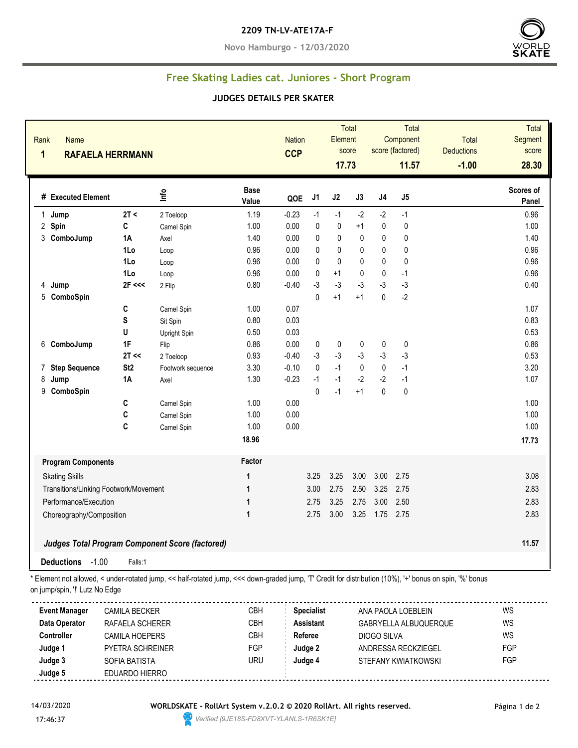**2209 TN-LV-ATE17A-F**

**Novo Hamburgo - 12/03/2020**

## Free Skating Ladies cat. Juniores - Short Program

### JUDGES DETAILS PER SKATER

| Rank | Name | Nation | Total Element score | Total Component score (factored) | Total Deductions | Total Segment score |
|---|---|---|---|---|---|---|
| 1 | RAFAELA HERRMANN | CCP | 17.73 | 11.57 | -1.00 | 28.30 |

| # | Executed Element | | Info | Base Value | QOE | J1 | J2 | J3 | J4 | J5 | Scores of Panel |
|---|---|---|---|---|---|---|---|---|---|---|---|
| 1 | Jump | 2T < | 2 Toeloop | 1.19 | -0.23 | -1 | -1 | -2 | -2 | -1 | 0.96 |
| 2 | Spin | C | Camel Spin | 1.00 | 0.00 | 0 | 0 | +1 | 0 | 0 | 1.00 |
| 3 | ComboJump | 1A | Axel | 1.40 | 0.00 | 0 | 0 | 0 | 0 | 0 | 1.40 |
| | | 1Lo | Loop | 0.96 | 0.00 | 0 | 0 | 0 | 0 | 0 | 0.96 |
| | | 1Lo | Loop | 0.96 | 0.00 | 0 | 0 | 0 | 0 | 0 | 0.96 |
| | | 1Lo | Loop | 0.96 | 0.00 | 0 | +1 | 0 | 0 | -1 | 0.96 |
| 4 | Jump | 2F <<< | 2 Flip | 0.80 | -0.40 | -3 | -3 | -3 | -3 | -3 | 0.40 |
| 5 | ComboSpin | | | | | 0 | +1 | +1 | 0 | -2 | |
| | | C | Camel Spin | 1.00 | 0.07 | | | | | | 1.07 |
| | | S | Sit Spin | 0.80 | 0.03 | | | | | | 0.83 |
| | | U | Upright Spin | 0.50 | 0.03 | | | | | | 0.53 |
| 6 | ComboJump | 1F | Flip | 0.86 | 0.00 | 0 | 0 | 0 | 0 | 0 | 0.86 |
| | | 2T << | 2 Toeloop | 0.93 | -0.40 | -3 | -3 | -3 | -3 | -3 | 0.53 |
| 7 | Step Sequence | St2 | Footwork sequence | 3.30 | -0.10 | 0 | -1 | 0 | 0 | -1 | 3.20 |
| 8 | Jump | 1A | Axel | 1.30 | -0.23 | -1 | -1 | -2 | -2 | -1 | 1.07 |
| 9 | ComboSpin | | | | | 0 | -1 | +1 | 0 | 0 | |
| | | C | Camel Spin | 1.00 | 0.00 | | | | | | 1.00 |
| | | C | Camel Spin | 1.00 | 0.00 | | | | | | 1.00 |
| | | C | Camel Spin | 1.00 | 0.00 | | | | | | 1.00 |
| | | | | 18.96 | | | | | | | 17.73 |

| Program Components | Factor | J1 | J2 | J3 | J4 | J5 | |
|---|---|---|---|---|---|---|---|
| Skating Skills | 1 | 3.25 | 3.25 | 3.00 | 3.00 | 2.75 | 3.08 |
| Transitions/Linking Footwork/Movement | 1 | 3.00 | 2.75 | 2.50 | 3.25 | 2.75 | 2.83 |
| Performance/Execution | 1 | 2.75 | 3.25 | 2.75 | 3.00 | 2.50 | 2.83 |
| Choreography/Composition | 1 | 2.75 | 3.00 | 3.25 | 1.75 | 2.75 | 2.83 |

*Judges Total Program Component Score (factored)* **11.57**

**Deductions** -1.00 Falls:1

\* Element not allowed, < under-rotated jump, << half-rotated jump, <<< down-graded jump, 'T' Credit for distribution (10%), '+' bonus on spin, '%' bonus on jump/spin, '!' Lutz No Edge

| | | | | | |
|---|---|---|---|---|---|
| **Event Manager** | CAMILA BECKER | CBH | **Specialist** | ANA PAOLA LOEBLEIN | WS |
| **Data Operator** | RAFAELA SCHERER | CBH | **Assistant** | GABRYELLA ALBUQUERQUE | WS |
| **Controller** | CAMILA HOEPERS | CBH | **Referee** | DIOGO SILVA | WS |
| **Judge 1** | PYETRA SCHREINER | FGP | **Judge 2** | ANDRESSA RECKZIEGEL | FGP |
| **Judge 3** | SOFIA BATISTA | URU | **Judge 4** | STEFANY KWIATKOWSKI | FGP |
| **Judge 5** | EDUARDO HIERRO | | | | |

14/03/2020 17:46:37

**WORLDSKATE - RollArt System v.2.0.2 © 2020 RollArt. All rights reserved.**

*Verified [9JE18S-FD8XVT-YLANLS-1R6SK1E]*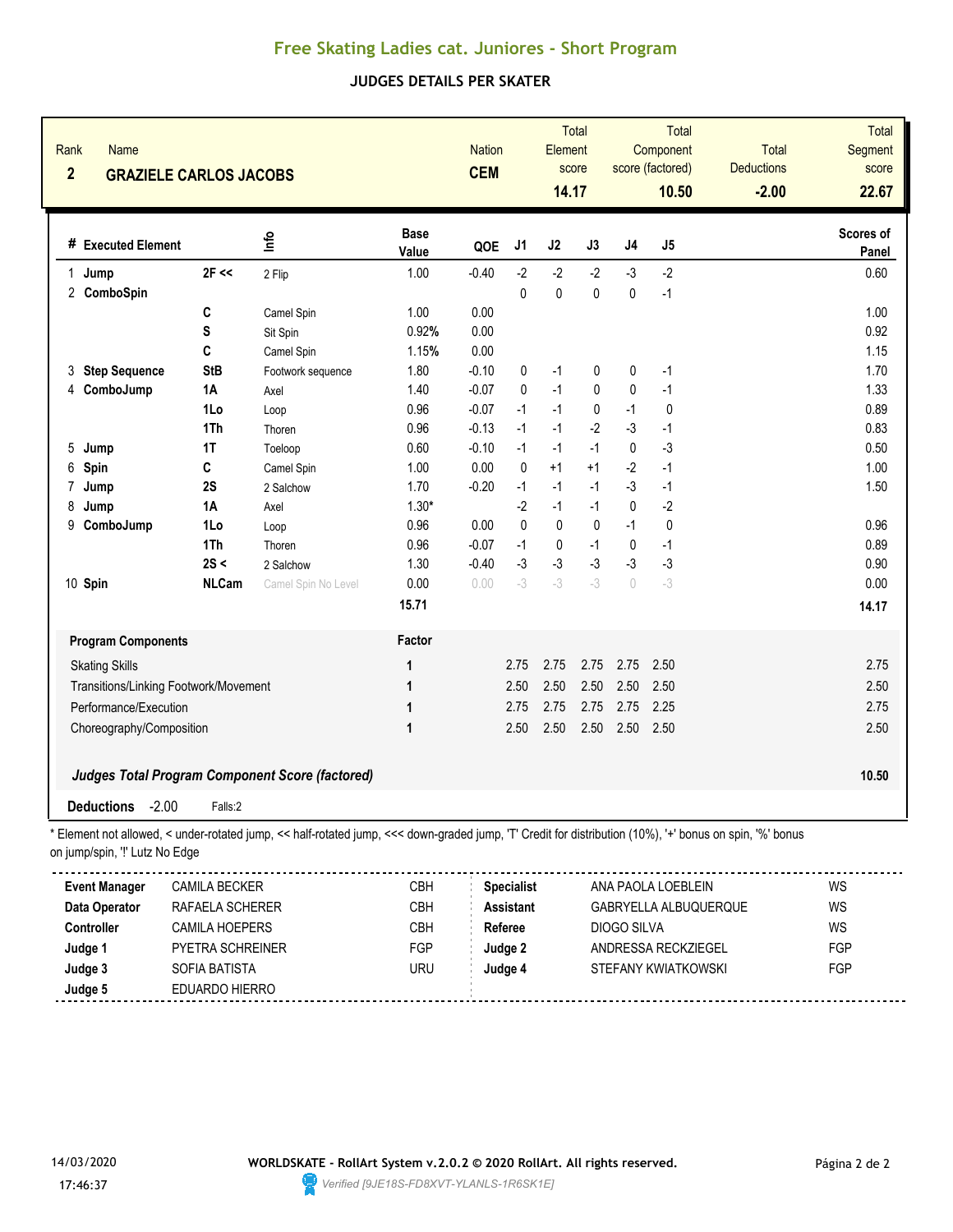## Free Skating Ladies cat. Juniores - Short Program

### JUDGES DETAILS PER SKATER

| Rank | Name | Nation | Total Element score | Total Component score (factored) | Total Deductions | Total Segment score |
|---|---|---|---|---|---|---|
| 2 | GRAZIELE CARLOS JACOBS | CEM | 14.17 | 10.50 | -2.00 | 22.67 |

| # | Executed Element | | Info | Base Value | QOE | J1 | J2 | J3 | J4 | J5 | Scores of Panel |
|---|---|---|---|---|---|---|---|---|---|---|---|
| 1 | Jump | 2F << | 2 Flip | 1.00 | -0.40 | -2 | -2 | -2 | -3 | -2 | 0.60 |
| 2 | ComboSpin | | | | | 0 | 0 | 0 | 0 | -1 | |
| | | C | Camel Spin | 1.00 | 0.00 | | | | | | 1.00 |
| | | S | Sit Spin | 0.92% | 0.00 | | | | | | 0.92 |
| | | C | Camel Spin | 1.15% | 0.00 | | | | | | 1.15 |
| 3 | Step Sequence | StB | Footwork sequence | 1.80 | -0.10 | 0 | -1 | 0 | 0 | -1 | 1.70 |
| 4 | ComboJump | 1A | Axel | 1.40 | -0.07 | 0 | -1 | 0 | 0 | -1 | 1.33 |
| | | 1Lo | Loop | 0.96 | -0.07 | -1 | -1 | 0 | -1 | 0 | 0.89 |
| | | 1Th | Thoren | 0.96 | -0.13 | -1 | -1 | -2 | -3 | -1 | 0.83 |
| 5 | Jump | 1T | Toeloop | 0.60 | -0.10 | -1 | -1 | -1 | 0 | -3 | 0.50 |
| 6 | Spin | C | Camel Spin | 1.00 | 0.00 | 0 | +1 | +1 | -2 | -1 | 1.00 |
| 7 | Jump | 2S | 2 Salchow | 1.70 | -0.20 | -1 | -1 | -1 | -3 | -1 | 1.50 |
| 8 | Jump | 1A | Axel | 1.30* | | -2 | -1 | -1 | 0 | -2 | |
| 9 | ComboJump | 1Lo | Loop | 0.96 | 0.00 | 0 | 0 | 0 | -1 | 0 | 0.96 |
| | | 1Th | Thoren | 0.96 | -0.07 | -1 | 0 | -1 | 0 | -1 | 0.89 |
| | | 2S < | 2 Salchow | 1.30 | -0.40 | -3 | -3 | -3 | -3 | -3 | 0.90 |
| 10 | Spin | NLCam | Camel Spin No Level | 0.00 | 0.00 | -3 | -3 | -3 | 0 | -3 | 0.00 |
| | | | | 15.71 | | | | | | | 14.17 |

| Program Components | Factor | J1 | J2 | J3 | J4 | J5 | |
|---|---|---|---|---|---|---|---|
| Skating Skills | 1 | 2.75 | 2.75 | 2.75 | 2.75 | 2.50 | 2.75 |
| Transitions/Linking Footwork/Movement | 1 | 2.50 | 2.50 | 2.50 | 2.50 | 2.50 | 2.50 |
| Performance/Execution | 1 | 2.75 | 2.75 | 2.75 | 2.75 | 2.25 | 2.75 |
| Choreography/Composition | 1 | 2.50 | 2.50 | 2.50 | 2.50 | 2.50 | 2.50 |

*Judges Total Program Component Score (factored)* **10.50**

**Deductions** -2.00 Falls:2

* Element not allowed, < under-rotated jump, << half-rotated jump, <<< down-graded jump, 'T' Credit for distribution (10%), '+' bonus on spin, '%' bonus on jump/spin, '!' Lutz No Edge

| | | | | | |
|---|---|---|---|---|---|
| **Event Manager** | CAMILA BECKER | CBH | **Specialist** | ANA PAOLA LOEBLEIN | WS |
| **Data Operator** | RAFAELA SCHERER | CBH | **Assistant** | GABRYELLA ALBUQUERQUE | WS |
| **Controller** | CAMILA HOEPERS | CBH | **Referee** | DIOGO SILVA | WS |
| **Judge 1** | PYETRA SCHREINER | FGP | **Judge 2** | ANDRESSA RECKZIEGEL | FGP |
| **Judge 3** | SOFIA BATISTA | URU | **Judge 4** | STEFANY KWIATKOWSKI | FGP |
| **Judge 5** | EDUARDO HIERRO | | | | |

14/03/2020 17:46:37

WORLDSKATE - RollArt System v.2.0.2 © 2020 RollArt. All rights reserved.

Verified [9JE18S-FD8XVT-YLANLS-1R6SK1E]